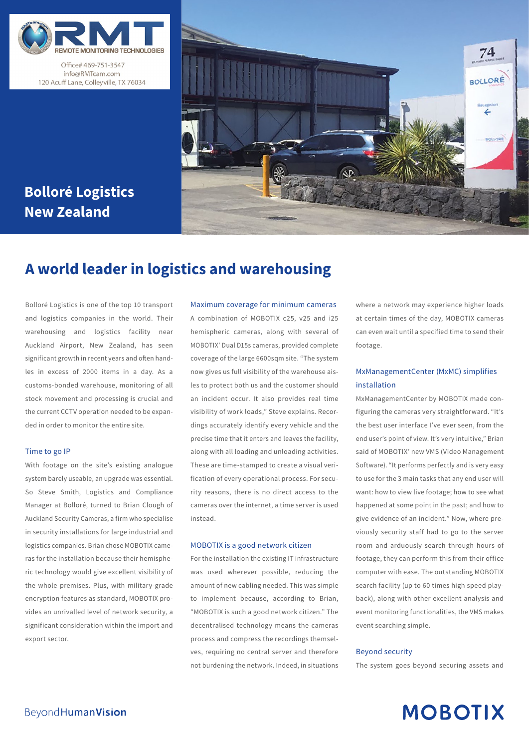REMOTE MONITORING TECHNOLOGIES

Office# 469-751-3547
info@RMTcam.com
120 Acuff Lane, Colleyville, TX 76034

# Bolloré Logistics New Zealand

## A world leader in logistics and warehousing

Bolloré Logistics is one of the top 10 transport and logistics companies in the world. Their warehousing and logistics facility near Auckland Airport, New Zealand, has seen significant growth in recent years and often handles in excess of 2000 items in a day. As a customs-bonded warehouse, monitoring of all stock movement and processing is crucial and the current CCTV operation needed to be expanded in order to monitor the entire site.

### Time to go IP

With footage on the site's existing analogue system barely useable, an upgrade was essential. So Steve Smith, Logistics and Compliance Manager at Bolloré, turned to Brian Clough of Auckland Security Cameras, a firm who specialise in security installations for large industrial and logistics companies. Brian chose MOBOTIX cameras for the installation because their hemispheric technology would give excellent visibility of the whole premises. Plus, with military-grade encryption features as standard, MOBOTIX provides an unrivalled level of network security, a significant consideration within the import and export sector.

### Maximum coverage for minimum cameras

A combination of MOBOTIX c25, v25 and i25 hemispheric cameras, along with several of MOBOTIX' Dual D15s cameras, provided complete coverage of the large 6600sqm site. "The system now gives us full visibility of the warehouse aisles to protect both us and the customer should an incident occur. It also provides real time visibility of work loads," Steve explains. Recordings accurately identify every vehicle and the precise time that it enters and leaves the facility, along with all loading and unloading activities. These are time-stamped to create a visual verification of every operational process. For security reasons, there is no direct access to the cameras over the internet, a time server is used instead.

### MOBOTIX is a good network citizen

For the installation the existing IT infrastructure was used wherever possible, reducing the amount of new cabling needed. This was simple to implement because, according to Brian, "MOBOTIX is such a good network citizen." The decentralised technology means the cameras process and compress the recordings themselves, requiring no central server and therefore not burdening the network. Indeed, in situations where a network may experience higher loads at certain times of the day, MOBOTIX cameras can even wait until a specified time to send their footage.

### MxManagementCenter (MxMC) simplifies installation

MxManagementCenter by MOBOTIX made configuring the cameras very straightforward. "It's the best user interface I've ever seen, from the end user's point of view. It's very intuitive," Brian said of MOBOTIX' new VMS (Video Management Software). "It performs perfectly and is very easy to use for the 3 main tasks that any end user will want: how to view live footage; how to see what happened at some point in the past; and how to give evidence of an incident." Now, where previously security staff had to go to the server room and arduously search through hours of footage, they can perform this from their office computer with ease. The outstanding MOBOTIX search facility (up to 60 times high speed playback), along with other excellent analysis and event monitoring functionalities, the VMS makes event searching simple.

### Beyond security

The system goes beyond securing assets and

BeyondHumanVision

MOBOTIX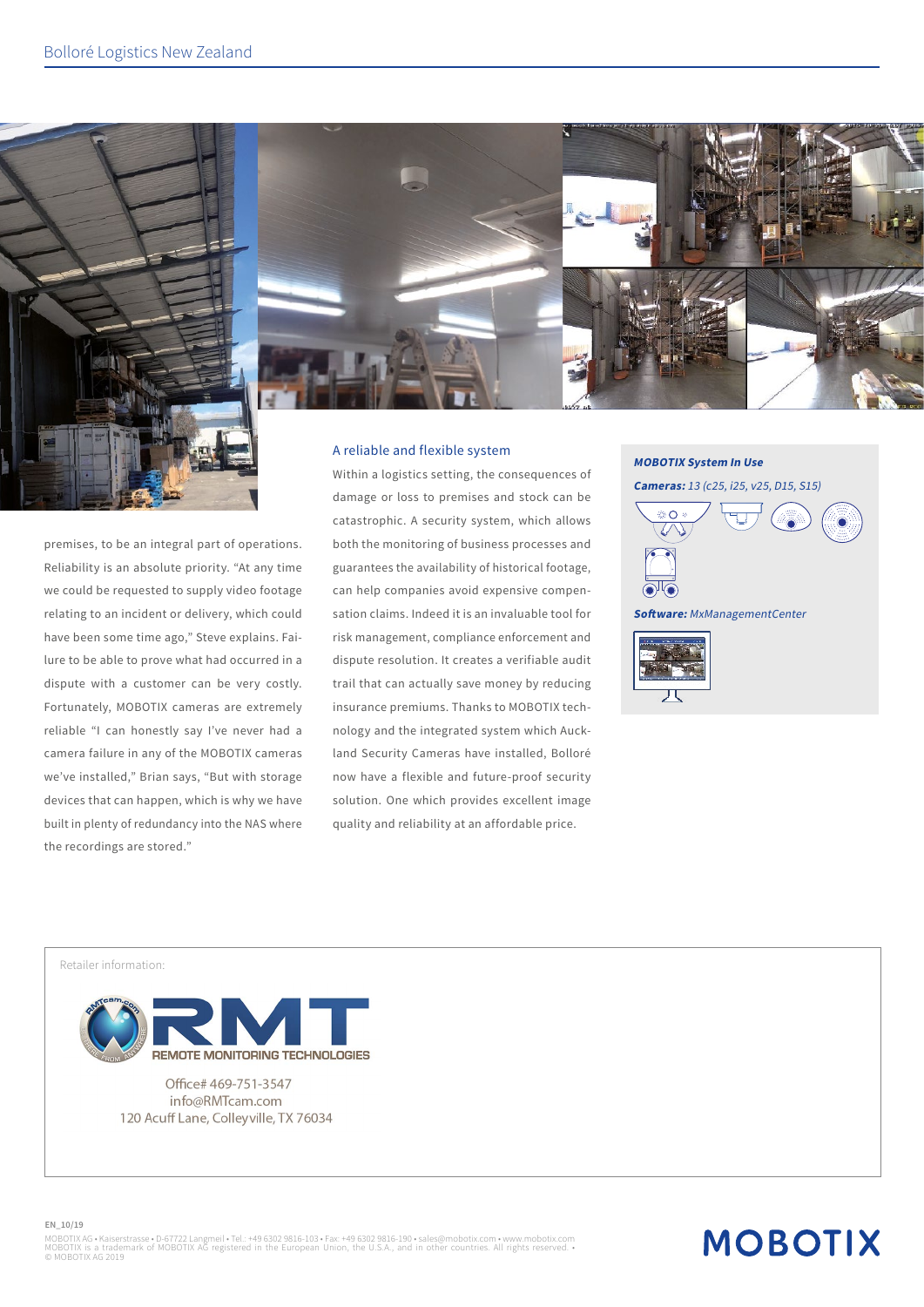premises, to be an integral part of operations. Reliability is an absolute priority. "At any time we could be requested to supply video footage relating to an incident or delivery, which could have been some time ago," Steve explains. Failure to be able to prove what had occurred in a dispute with a customer can be very costly. Fortunately, MOBOTIX cameras are extremely reliable "I can honestly say I've never had a camera failure in any of the MOBOTIX cameras we've installed," Brian says, "But with storage devices that can happen, which is why we have built in plenty of redundancy into the NAS where the recordings are stored."

## A reliable and flexible system

Within a logistics setting, the consequences of damage or loss to premises and stock can be catastrophic. A security system, which allows both the monitoring of business processes and guarantees the availability of historical footage, can help companies avoid expensive compensation claims. Indeed it is an invaluable tool for risk management, compliance enforcement and dispute resolution. It creates a verifiable audit trail that can actually save money by reducing insurance premiums. Thanks to MOBOTIX technology and the integrated system which Auckland Security Cameras have installed, Bolloré now have a flexible and future-proof security solution. One which provides excellent image quality and reliability at an affordable price.

***MOBOTIX System In Use***

***Cameras:*** *13 (c25, i25, v25, D15, S15)*

***Software:*** *MxManagementCenter*

Retailer information:

REMOTE MONITORING TECHNOLOGIES

Office# 469-751-3547
info@RMTcam.com
120 Acuff Lane, Colleyville, TX 76034

EN_10/19

MOBOTIX AG • Kaiserstrasse • D-67722 Langmeil • Tel.: +49 6302 9816-103 • Fax: +49 6302 9816-190 • sales@mobotix.com • www.mobotix.com
MOBOTIX is a trademark of MOBOTIX AG registered in the European Union, the U.S.A., and in other countries. All rights reserved. •
© MOBOTIX AG 2019